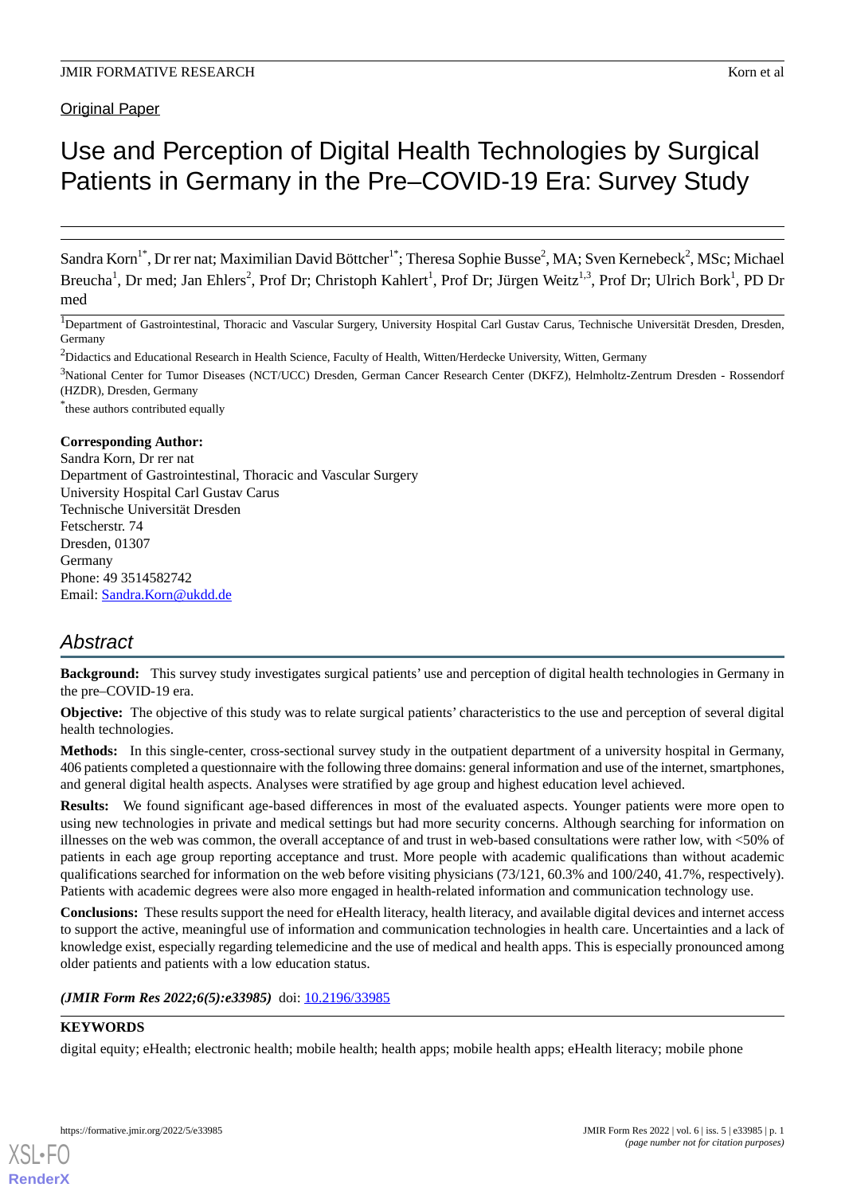Original Paper

# Use and Perception of Digital Health Technologies by Surgical Patients in Germany in the Pre–COVID-19 Era: Survey Study

Sandra Korn[1*], Dr rer nat; Maximilian David Böttcher[1*]; Theresa Sophie Busse[2], MA; Sven Kernebeck[2], MSc; Michael Breucha[1], Dr med; Jan Ehlers[2], Prof Dr; Christoph Kahlert[1], Prof Dr; Jürgen Weitz[1,3], Prof Dr; Ulrich Bork[1], PD Dr med

[1]Department of Gastrointestinal, Thoracic and Vascular Surgery, University Hospital Carl Gustav Carus, Technische Universität Dresden, Dresden, Germany

[2]Didactics and Educational Research in Health Science, Faculty of Health, Witten/Herdecke University, Witten, Germany

[3]National Center for Tumor Diseases (NCT/UCC) Dresden, German Cancer Research Center (DKFZ), Helmholtz-Zentrum Dresden - Rossendorf (HZDR), Dresden, Germany

[*]these authors contributed equally

**Corresponding Author:**
Sandra Korn, Dr rer nat
Department of Gastrointestinal, Thoracic and Vascular Surgery
University Hospital Carl Gustav Carus
Technische Universität Dresden
Fetscherstr. 74
Dresden, 01307
Germany
Phone: 49 3514582742
Email: Sandra.Korn@ukdd.de

## Abstract

**Background:** This survey study investigates surgical patients' use and perception of digital health technologies in Germany in the pre–COVID-19 era.

**Objective:** The objective of this study was to relate surgical patients' characteristics to the use and perception of several digital health technologies.

**Methods:** In this single-center, cross-sectional survey study in the outpatient department of a university hospital in Germany, 406 patients completed a questionnaire with the following three domains: general information and use of the internet, smartphones, and general digital health aspects. Analyses were stratified by age group and highest education level achieved.

**Results:** We found significant age-based differences in most of the evaluated aspects. Younger patients were more open to using new technologies in private and medical settings but had more security concerns. Although searching for information on illnesses on the web was common, the overall acceptance of and trust in web-based consultations were rather low, with <50% of patients in each age group reporting acceptance and trust. More people with academic qualifications than without academic qualifications searched for information on the web before visiting physicians (73/121, 60.3% and 100/240, 41.7%, respectively). Patients with academic degrees were also more engaged in health-related information and communication technology use.

**Conclusions:** These results support the need for eHealth literacy, health literacy, and available digital devices and internet access to support the active, meaningful use of information and communication technologies in health care. Uncertainties and a lack of knowledge exist, especially regarding telemedicine and the use of medical and health apps. This is especially pronounced among older patients and patients with a low education status.

***(JMIR Form Res 2022;6(5):e33985)*** doi: 10.2196/33985

**KEYWORDS**

digital equity; eHealth; electronic health; mobile health; health apps; mobile health apps; eHealth literacy; mobile phone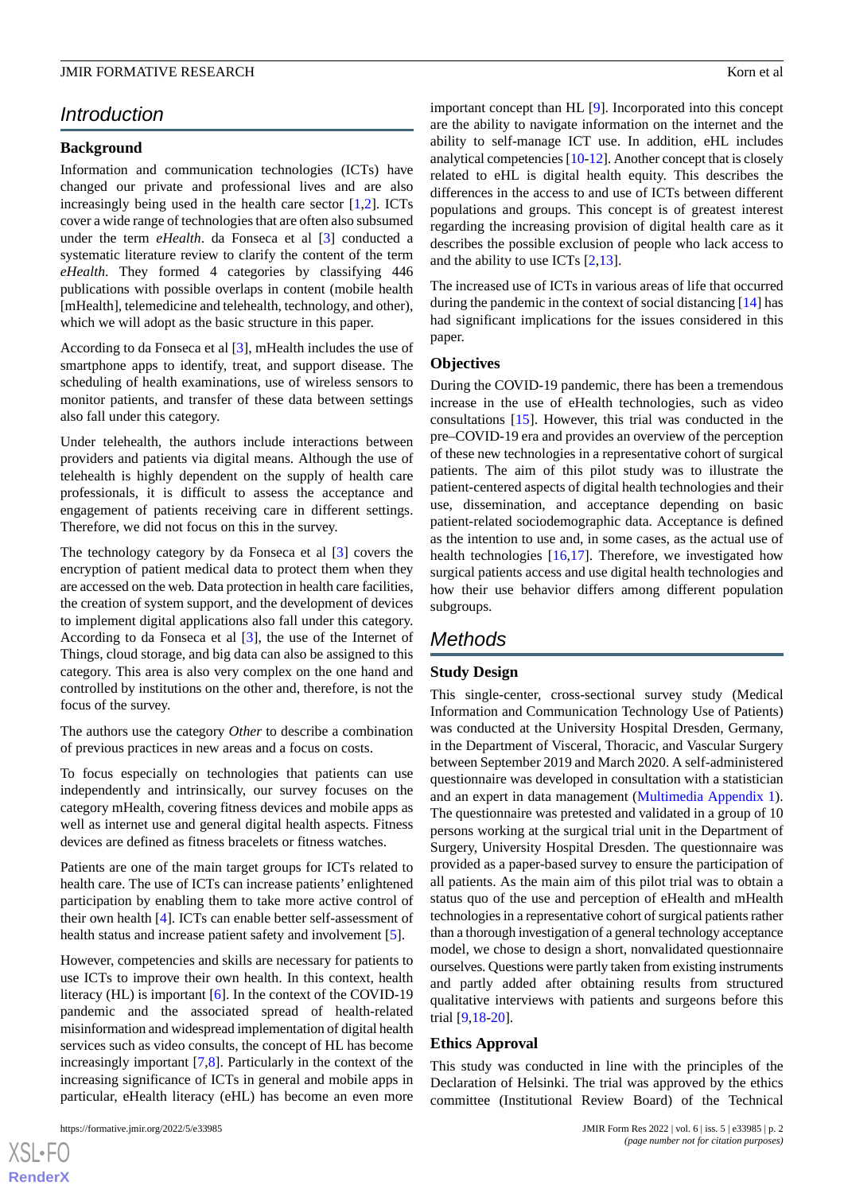## Introduction

### Background

Information and communication technologies (ICTs) have changed our private and professional lives and are also increasingly being used in the health care sector [1,2]. ICTs cover a wide range of technologies that are often also subsumed under the term *eHealth*. da Fonseca et al [3] conducted a systematic literature review to clarify the content of the term *eHealth*. They formed 4 categories by classifying 446 publications with possible overlaps in content (mobile health [mHealth], telemedicine and telehealth, technology, and other), which we will adopt as the basic structure in this paper.

According to da Fonseca et al [3], mHealth includes the use of smartphone apps to identify, treat, and support disease. The scheduling of health examinations, use of wireless sensors to monitor patients, and transfer of these data between settings also fall under this category.

Under telehealth, the authors include interactions between providers and patients via digital means. Although the use of telehealth is highly dependent on the supply of health care professionals, it is difficult to assess the acceptance and engagement of patients receiving care in different settings. Therefore, we did not focus on this in the survey.

The technology category by da Fonseca et al [3] covers the encryption of patient medical data to protect them when they are accessed on the web. Data protection in health care facilities, the creation of system support, and the development of devices to implement digital applications also fall under this category. According to da Fonseca et al [3], the use of the Internet of Things, cloud storage, and big data can also be assigned to this category. This area is also very complex on the one hand and controlled by institutions on the other and, therefore, is not the focus of the survey.

The authors use the category *Other* to describe a combination of previous practices in new areas and a focus on costs.

To focus especially on technologies that patients can use independently and intrinsically, our survey focuses on the category mHealth, covering fitness devices and mobile apps as well as internet use and general digital health aspects. Fitness devices are defined as fitness bracelets or fitness watches.

Patients are one of the main target groups for ICTs related to health care. The use of ICTs can increase patients' enlightened participation by enabling them to take more active control of their own health [4]. ICTs can enable better self-assessment of health status and increase patient safety and involvement [5].

However, competencies and skills are necessary for patients to use ICTs to improve their own health. In this context, health literacy (HL) is important [6]. In the context of the COVID-19 pandemic and the associated spread of health-related misinformation and widespread implementation of digital health services such as video consults, the concept of HL has become increasingly important [7,8]. Particularly in the context of the increasing significance of ICTs in general and mobile apps in particular, eHealth literacy (eHL) has become an even more important concept than HL [9]. Incorporated into this concept are the ability to navigate information on the internet and the ability to self-manage ICT use. In addition, eHL includes analytical competencies [10-12]. Another concept that is closely related to eHL is digital health equity. This describes the differences in the access to and use of ICTs between different populations and groups. This concept is of greatest interest regarding the increasing provision of digital health care as it describes the possible exclusion of people who lack access to and the ability to use ICTs [2,13].

The increased use of ICTs in various areas of life that occurred during the pandemic in the context of social distancing [14] has had significant implications for the issues considered in this paper.

### Objectives

During the COVID-19 pandemic, there has been a tremendous increase in the use of eHealth technologies, such as video consultations [15]. However, this trial was conducted in the pre–COVID-19 era and provides an overview of the perception of these new technologies in a representative cohort of surgical patients. The aim of this pilot study was to illustrate the patient-centered aspects of digital health technologies and their use, dissemination, and acceptance depending on basic patient-related sociodemographic data. Acceptance is defined as the intention to use and, in some cases, as the actual use of health technologies [16,17]. Therefore, we investigated how surgical patients access and use digital health technologies and how their use behavior differs among different population subgroups.

## Methods

### Study Design

This single-center, cross-sectional survey study (Medical Information and Communication Technology Use of Patients) was conducted at the University Hospital Dresden, Germany, in the Department of Visceral, Thoracic, and Vascular Surgery between September 2019 and March 2020. A self-administered questionnaire was developed in consultation with a statistician and an expert in data management (Multimedia Appendix 1). The questionnaire was pretested and validated in a group of 10 persons working at the surgical trial unit in the Department of Surgery, University Hospital Dresden. The questionnaire was provided as a paper-based survey to ensure the participation of all patients. As the main aim of this pilot trial was to obtain a status quo of the use and perception of eHealth and mHealth technologies in a representative cohort of surgical patients rather than a thorough investigation of a general technology acceptance model, we chose to design a short, nonvalidated questionnaire ourselves. Questions were partly taken from existing instruments and partly added after obtaining results from structured qualitative interviews with patients and surgeons before this trial [9,18-20].

### Ethics Approval

This study was conducted in line with the principles of the Declaration of Helsinki. The trial was approved by the ethics committee (Institutional Review Board) of the Technical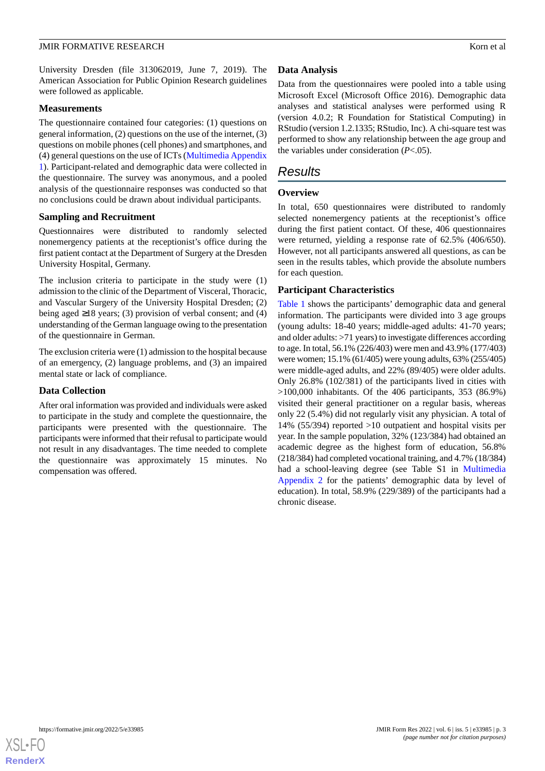University Dresden (file 313062019, June 7, 2019). The American Association for Public Opinion Research guidelines were followed as applicable.

### Measurements

The questionnaire contained four categories: (1) questions on general information, (2) questions on the use of the internet, (3) questions on mobile phones (cell phones) and smartphones, and (4) general questions on the use of ICTs (Multimedia Appendix 1). Participant-related and demographic data were collected in the questionnaire. The survey was anonymous, and a pooled analysis of the questionnaire responses was conducted so that no conclusions could be drawn about individual participants.

### Sampling and Recruitment

Questionnaires were distributed to randomly selected nonemergency patients at the receptionist's office during the first patient contact at the Department of Surgery at the Dresden University Hospital, Germany.

The inclusion criteria to participate in the study were (1) admission to the clinic of the Department of Visceral, Thoracic, and Vascular Surgery of the University Hospital Dresden; (2) being aged ≥18 years; (3) provision of verbal consent; and (4) understanding of the German language owing to the presentation of the questionnaire in German.

The exclusion criteria were (1) admission to the hospital because of an emergency, (2) language problems, and (3) an impaired mental state or lack of compliance.

### Data Collection

After oral information was provided and individuals were asked to participate in the study and complete the questionnaire, the participants were presented with the questionnaire. The participants were informed that their refusal to participate would not result in any disadvantages. The time needed to complete the questionnaire was approximately 15 minutes. No compensation was offered.

### Data Analysis

Data from the questionnaires were pooled into a table using Microsoft Excel (Microsoft Office 2016). Demographic data analyses and statistical analyses were performed using R (version 4.0.2; R Foundation for Statistical Computing) in RStudio (version 1.2.1335; RStudio, Inc). A chi-square test was performed to show any relationship between the age group and the variables under consideration ($P$<.05).

## Results

### Overview

In total, 650 questionnaires were distributed to randomly selected nonemergency patients at the receptionist's office during the first patient contact. Of these, 406 questionnaires were returned, yielding a response rate of 62.5% (406/650). However, not all participants answered all questions, as can be seen in the results tables, which provide the absolute numbers for each question.

### Participant Characteristics

Table 1 shows the participants' demographic data and general information. The participants were divided into 3 age groups (young adults: 18-40 years; middle-aged adults: 41-70 years; and older adults: >71 years) to investigate differences according to age. In total, 56.1% (226/403) were men and 43.9% (177/403) were women; 15.1% (61/405) were young adults, 63% (255/405) were middle-aged adults, and 22% (89/405) were older adults. Only 26.8% (102/381) of the participants lived in cities with >100,000 inhabitants. Of the 406 participants, 353 (86.9%) visited their general practitioner on a regular basis, whereas only 22 (5.4%) did not regularly visit any physician. A total of 14% (55/394) reported >10 outpatient and hospital visits per year. In the sample population, 32% (123/384) had obtained an academic degree as the highest form of education, 56.8% (218/384) had completed vocational training, and 4.7% (18/384) had a school-leaving degree (see Table S1 in Multimedia Appendix 2 for the patients' demographic data by level of education). In total, 58.9% (229/389) of the participants had a chronic disease.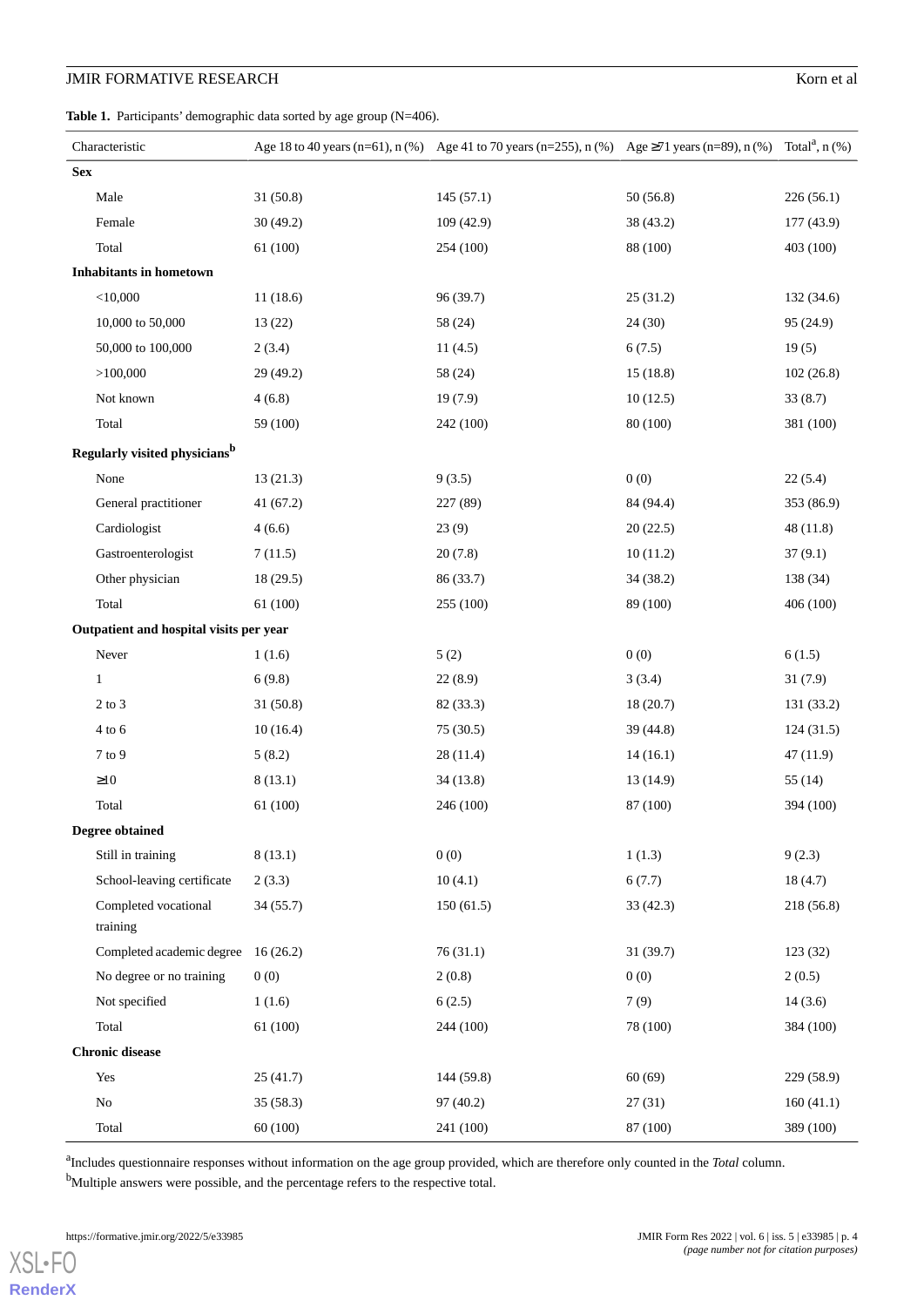**Table 1.** Participants' demographic data sorted by age group (N=406).

| Characteristic | Age 18 to 40 years (n=61), n (%) | Age 41 to 70 years (n=255), n (%) | Age ≥71 years (n=89), n (%) | Total[a], n (%) |
|---|---|---|---|---|
| **Sex** | | | | |
| Male | 31 (50.8) | 145 (57.1) | 50 (56.8) | 226 (56.1) |
| Female | 30 (49.2) | 109 (42.9) | 38 (43.2) | 177 (43.9) |
| Total | 61 (100) | 254 (100) | 88 (100) | 403 (100) |
| **Inhabitants in hometown** | | | | |
| <10,000 | 11 (18.6) | 96 (39.7) | 25 (31.2) | 132 (34.6) |
| 10,000 to 50,000 | 13 (22) | 58 (24) | 24 (30) | 95 (24.9) |
| 50,000 to 100,000 | 2 (3.4) | 11 (4.5) | 6 (7.5) | 19 (5) |
| >100,000 | 29 (49.2) | 58 (24) | 15 (18.8) | 102 (26.8) |
| Not known | 4 (6.8) | 19 (7.9) | 10 (12.5) | 33 (8.7) |
| Total | 59 (100) | 242 (100) | 80 (100) | 381 (100) |
| **Regularly visited physicians[b]** | | | | |
| None | 13 (21.3) | 9 (3.5) | 0 (0) | 22 (5.4) |
| General practitioner | 41 (67.2) | 227 (89) | 84 (94.4) | 353 (86.9) |
| Cardiologist | 4 (6.6) | 23 (9) | 20 (22.5) | 48 (11.8) |
| Gastroenterologist | 7 (11.5) | 20 (7.8) | 10 (11.2) | 37 (9.1) |
| Other physician | 18 (29.5) | 86 (33.7) | 34 (38.2) | 138 (34) |
| Total | 61 (100) | 255 (100) | 89 (100) | 406 (100) |
| **Outpatient and hospital visits per year** | | | | |
| Never | 1 (1.6) | 5 (2) | 0 (0) | 6 (1.5) |
| 1 | 6 (9.8) | 22 (8.9) | 3 (3.4) | 31 (7.9) |
| 2 to 3 | 31 (50.8) | 82 (33.3) | 18 (20.7) | 131 (33.2) |
| 4 to 6 | 10 (16.4) | 75 (30.5) | 39 (44.8) | 124 (31.5) |
| 7 to 9 | 5 (8.2) | 28 (11.4) | 14 (16.1) | 47 (11.9) |
| ≥10 | 8 (13.1) | 34 (13.8) | 13 (14.9) | 55 (14) |
| Total | 61 (100) | 246 (100) | 87 (100) | 394 (100) |
| **Degree obtained** | | | | |
| Still in training | 8 (13.1) | 0 (0) | 1 (1.3) | 9 (2.3) |
| School-leaving certificate | 2 (3.3) | 10 (4.1) | 6 (7.7) | 18 (4.7) |
| Completed vocational training | 34 (55.7) | 150 (61.5) | 33 (42.3) | 218 (56.8) |
| Completed academic degree | 16 (26.2) | 76 (31.1) | 31 (39.7) | 123 (32) |
| No degree or no training | 0 (0) | 2 (0.8) | 0 (0) | 2 (0.5) |
| Not specified | 1 (1.6) | 6 (2.5) | 7 (9) | 14 (3.6) |
| Total | 61 (100) | 244 (100) | 78 (100) | 384 (100) |
| **Chronic disease** | | | | |
| Yes | 25 (41.7) | 144 (59.8) | 60 (69) | 229 (58.9) |
| No | 35 (58.3) | 97 (40.2) | 27 (31) | 160 (41.1) |
| Total | 60 (100) | 241 (100) | 87 (100) | 389 (100) |

[a]Includes questionnaire responses without information on the age group provided, which are therefore only counted in the *Total* column.

[b]Multiple answers were possible, and the percentage refers to the respective total.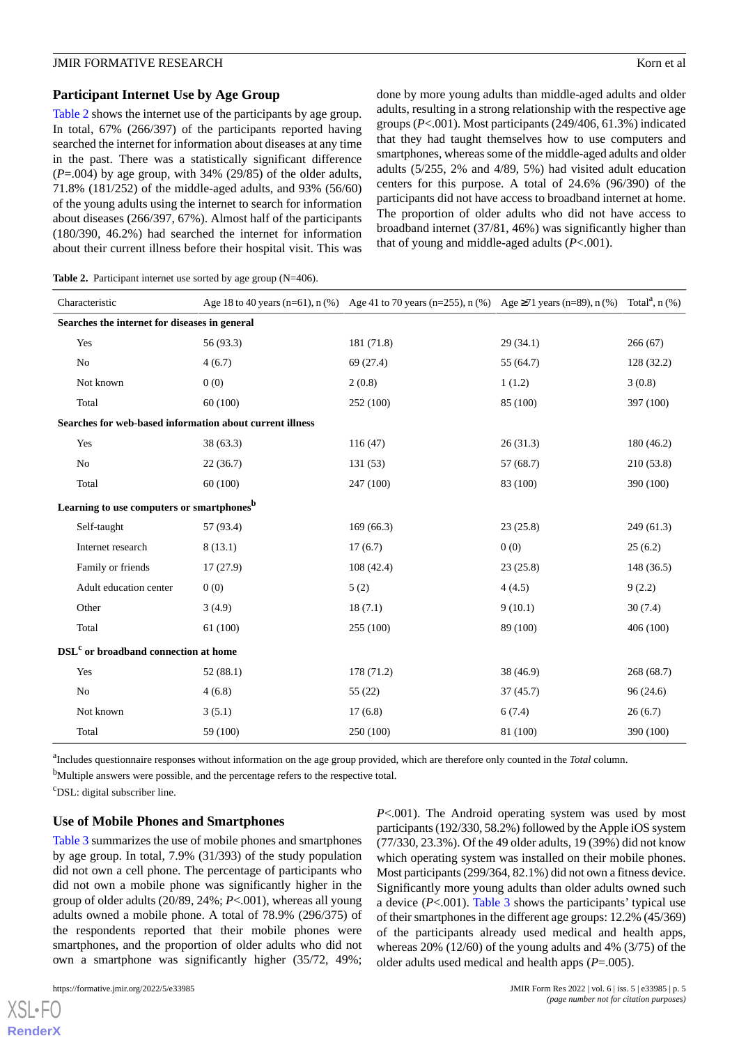## Participant Internet Use by Age Group

Table 2 shows the internet use of the participants by age group. In total, 67% (266/397) of the participants reported having searched the internet for information about diseases at any time in the past. There was a statistically significant difference (*P*=.004) by age group, with 34% (29/85) of the older adults, 71.8% (181/252) of the middle-aged adults, and 93% (56/60) of the young adults using the internet to search for information about diseases (266/397, 67%). Almost half of the participants (180/390, 46.2%) had searched the internet for information about their current illness before their hospital visit. This was done by more young adults than middle-aged adults and older adults, resulting in a strong relationship with the respective age groups (*P*<.001). Most participants (249/406, 61.3%) indicated that they had taught themselves how to use computers and smartphones, whereas some of the middle-aged adults and older adults (5/255, 2% and 4/89, 5%) had visited adult education centers for this purpose. A total of 24.6% (96/390) of the participants did not have access to broadband internet at home. The proportion of older adults who did not have access to broadband internet (37/81, 46%) was significantly higher than that of young and middle-aged adults (*P*<.001).

**Table 2.** Participant internet use sorted by age group (N=406).

| Characteristic | Age 18 to 40 years (n=61), n (%) | Age 41 to 70 years (n=255), n (%) | Age ≥71 years (n=89), n (%) | Total[a], n (%) |
|---|---|---|---|---|
| **Searches the internet for diseases in general** | | | | |
| Yes | 56 (93.3) | 181 (71.8) | 29 (34.1) | 266 (67) |
| No | 4 (6.7) | 69 (27.4) | 55 (64.7) | 128 (32.2) |
| Not known | 0 (0) | 2 (0.8) | 1 (1.2) | 3 (0.8) |
| Total | 60 (100) | 252 (100) | 85 (100) | 397 (100) |
| **Searches for web-based information about current illness** | | | | |
| Yes | 38 (63.3) | 116 (47) | 26 (31.3) | 180 (46.2) |
| No | 22 (36.7) | 131 (53) | 57 (68.7) | 210 (53.8) |
| Total | 60 (100) | 247 (100) | 83 (100) | 390 (100) |
| **Learning to use computers or smartphones[b]** | | | | |
| Self-taught | 57 (93.4) | 169 (66.3) | 23 (25.8) | 249 (61.3) |
| Internet research | 8 (13.1) | 17 (6.7) | 0 (0) | 25 (6.2) |
| Family or friends | 17 (27.9) | 108 (42.4) | 23 (25.8) | 148 (36.5) |
| Adult education center | 0 (0) | 5 (2) | 4 (4.5) | 9 (2.2) |
| Other | 3 (4.9) | 18 (7.1) | 9 (10.1) | 30 (7.4) |
| Total | 61 (100) | 255 (100) | 89 (100) | 406 (100) |
| **DSL[c] or broadband connection at home** | | | | |
| Yes | 52 (88.1) | 178 (71.2) | 38 (46.9) | 268 (68.7) |
| No | 4 (6.8) | 55 (22) | 37 (45.7) | 96 (24.6) |
| Not known | 3 (5.1) | 17 (6.8) | 6 (7.4) | 26 (6.7) |
| Total | 59 (100) | 250 (100) | 81 (100) | 390 (100) |

[a]Includes questionnaire responses without information on the age group provided, which are therefore only counted in the *Total* column.

[b]Multiple answers were possible, and the percentage refers to the respective total.

[c]DSL: digital subscriber line.

## Use of Mobile Phones and Smartphones

Table 3 summarizes the use of mobile phones and smartphones by age group. In total, 7.9% (31/393) of the study population did not own a cell phone. The percentage of participants who did not own a mobile phone was significantly higher in the group of older adults (20/89, 24%; *P*<.001), whereas all young adults owned a mobile phone. A total of 78.9% (296/375) of the respondents reported that their mobile phones were smartphones, and the proportion of older adults who did not own a smartphone was significantly higher (35/72, 49%; *P*<.001). The Android operating system was used by most participants (192/330, 58.2%) followed by the Apple iOS system (77/330, 23.3%). Of the 49 older adults, 19 (39%) did not know which operating system was installed on their mobile phones. Most participants (299/364, 82.1%) did not own a fitness device. Significantly more young adults than older adults owned such a device (*P*<.001). Table 3 shows the participants' typical use of their smartphones in the different age groups: 12.2% (45/369) of the participants already used medical and health apps, whereas 20% (12/60) of the young adults and 4% (3/75) of the older adults used medical and health apps (*P*=.005).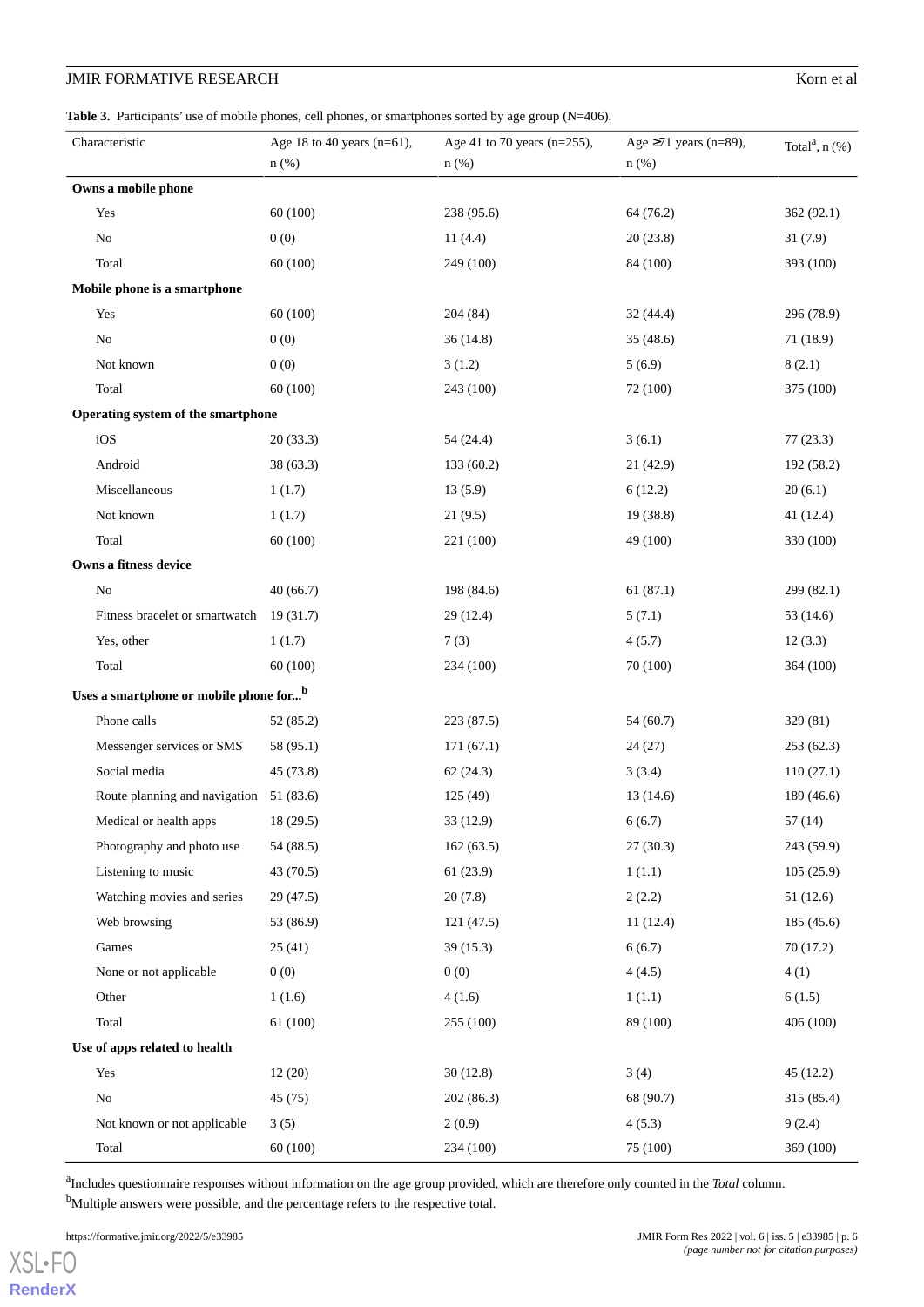**Table 3.** Participants' use of mobile phones, cell phones, or smartphones sorted by age group (N=406).

| Characteristic | Age 18 to 40 years (n=61), n (%) | Age 41 to 70 years (n=255), n (%) | Age ≥71 years (n=89), n (%) | Total[a], n (%) |
|---|---|---|---|---|
| **Owns a mobile phone** | | | | |
| Yes | 60 (100) | 238 (95.6) | 64 (76.2) | 362 (92.1) |
| No | 0 (0) | 11 (4.4) | 20 (23.8) | 31 (7.9) |
| Total | 60 (100) | 249 (100) | 84 (100) | 393 (100) |
| **Mobile phone is a smartphone** | | | | |
| Yes | 60 (100) | 204 (84) | 32 (44.4) | 296 (78.9) |
| No | 0 (0) | 36 (14.8) | 35 (48.6) | 71 (18.9) |
| Not known | 0 (0) | 3 (1.2) | 5 (6.9) | 8 (2.1) |
| Total | 60 (100) | 243 (100) | 72 (100) | 375 (100) |
| **Operating system of the smartphone** | | | | |
| iOS | 20 (33.3) | 54 (24.4) | 3 (6.1) | 77 (23.3) |
| Android | 38 (63.3) | 133 (60.2) | 21 (42.9) | 192 (58.2) |
| Miscellaneous | 1 (1.7) | 13 (5.9) | 6 (12.2) | 20 (6.1) |
| Not known | 1 (1.7) | 21 (9.5) | 19 (38.8) | 41 (12.4) |
| Total | 60 (100) | 221 (100) | 49 (100) | 330 (100) |
| **Owns a fitness device** | | | | |
| No | 40 (66.7) | 198 (84.6) | 61 (87.1) | 299 (82.1) |
| Fitness bracelet or smartwatch | 19 (31.7) | 29 (12.4) | 5 (7.1) | 53 (14.6) |
| Yes, other | 1 (1.7) | 7 (3) | 4 (5.7) | 12 (3.3) |
| Total | 60 (100) | 234 (100) | 70 (100) | 364 (100) |
| **Uses a smartphone or mobile phone for...**[b] | | | | |
| Phone calls | 52 (85.2) | 223 (87.5) | 54 (60.7) | 329 (81) |
| Messenger services or SMS | 58 (95.1) | 171 (67.1) | 24 (27) | 253 (62.3) |
| Social media | 45 (73.8) | 62 (24.3) | 3 (3.4) | 110 (27.1) |
| Route planning and navigation | 51 (83.6) | 125 (49) | 13 (14.6) | 189 (46.6) |
| Medical or health apps | 18 (29.5) | 33 (12.9) | 6 (6.7) | 57 (14) |
| Photography and photo use | 54 (88.5) | 162 (63.5) | 27 (30.3) | 243 (59.9) |
| Listening to music | 43 (70.5) | 61 (23.9) | 1 (1.1) | 105 (25.9) |
| Watching movies and series | 29 (47.5) | 20 (7.8) | 2 (2.2) | 51 (12.6) |
| Web browsing | 53 (86.9) | 121 (47.5) | 11 (12.4) | 185 (45.6) |
| Games | 25 (41) | 39 (15.3) | 6 (6.7) | 70 (17.2) |
| None or not applicable | 0 (0) | 0 (0) | 4 (4.5) | 4 (1) |
| Other | 1 (1.6) | 4 (1.6) | 1 (1.1) | 6 (1.5) |
| Total | 61 (100) | 255 (100) | 89 (100) | 406 (100) |
| **Use of apps related to health** | | | | |
| Yes | 12 (20) | 30 (12.8) | 3 (4) | 45 (12.2) |
| No | 45 (75) | 202 (86.3) | 68 (90.7) | 315 (85.4) |
| Not known or not applicable | 3 (5) | 2 (0.9) | 4 (5.3) | 9 (2.4) |
| Total | 60 (100) | 234 (100) | 75 (100) | 369 (100) |

[a]Includes questionnaire responses without information on the age group provided, which are therefore only counted in the *Total* column.

[b]Multiple answers were possible, and the percentage refers to the respective total.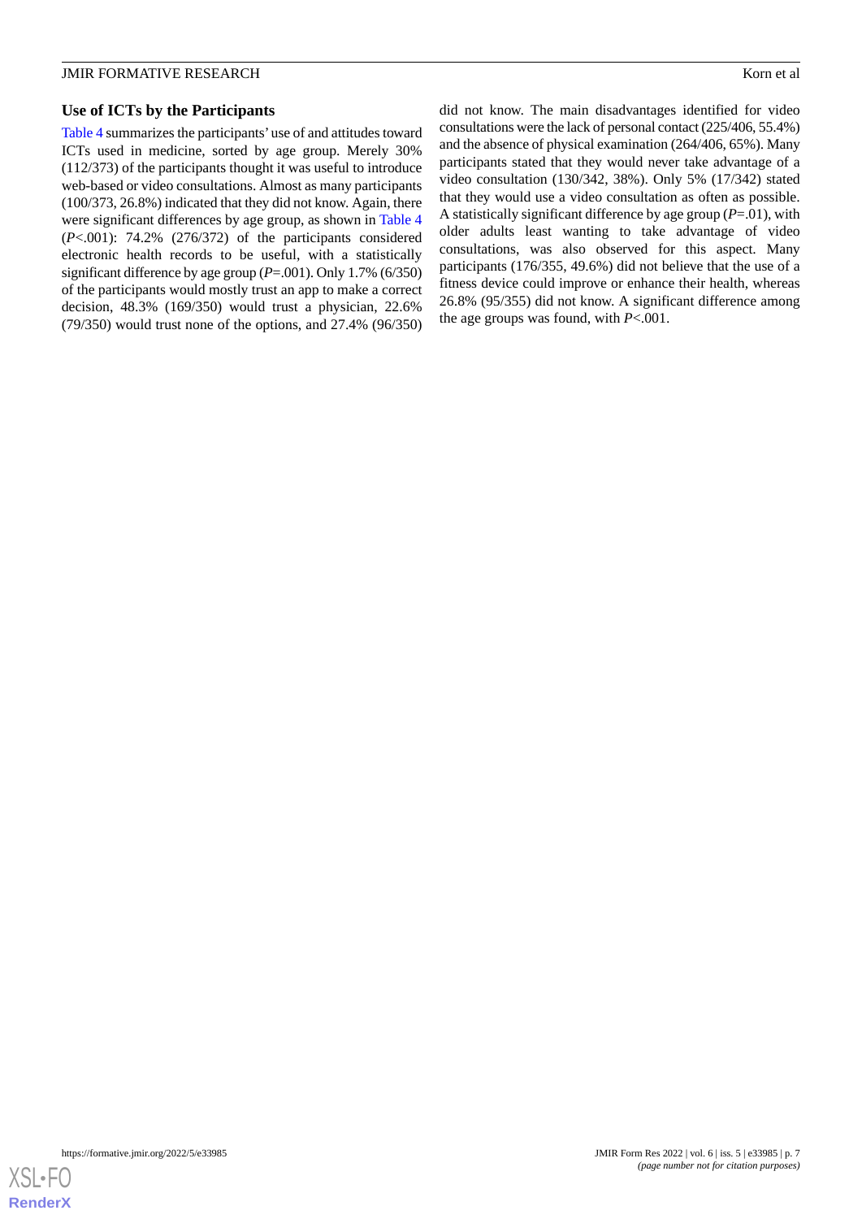### Use of ICTs by the Participants

Table 4 summarizes the participants' use of and attitudes toward ICTs used in medicine, sorted by age group. Merely 30% (112/373) of the participants thought it was useful to introduce web-based or video consultations. Almost as many participants (100/373, 26.8%) indicated that they did not know. Again, there were significant differences by age group, as shown in Table 4 (*P*<.001): 74.2% (276/372) of the participants considered electronic health records to be useful, with a statistically significant difference by age group (*P*=.001). Only 1.7% (6/350) of the participants would mostly trust an app to make a correct decision, 48.3% (169/350) would trust a physician, 22.6% (79/350) would trust none of the options, and 27.4% (96/350) did not know. The main disadvantages identified for video consultations were the lack of personal contact (225/406, 55.4%) and the absence of physical examination (264/406, 65%). Many participants stated that they would never take advantage of a video consultation (130/342, 38%). Only 5% (17/342) stated that they would use a video consultation as often as possible. A statistically significant difference by age group (*P*=.01), with older adults least wanting to take advantage of video consultations, was also observed for this aspect. Many participants (176/355, 49.6%) did not believe that the use of a fitness device could improve or enhance their health, whereas 26.8% (95/355) did not know. A significant difference among the age groups was found, with *P*<.001.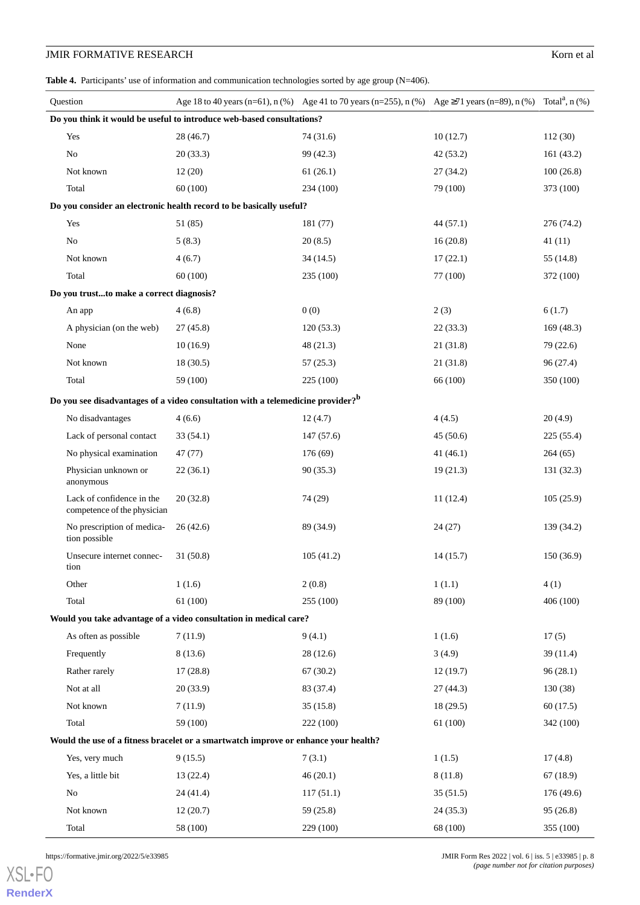**Table 4.** Participants' use of information and communication technologies sorted by age group (N=406).

| Question | Age 18 to 40 years (n=61), n (%) | Age 41 to 70 years (n=255), n (%) | Age ≥71 years (n=89), n (%) | Total[a], n (%) |
|---|---|---|---|---|
| **Do you think it would be useful to introduce web-based consultations?** | | | | |
| Yes | 28 (46.7) | 74 (31.6) | 10 (12.7) | 112 (30) |
| No | 20 (33.3) | 99 (42.3) | 42 (53.2) | 161 (43.2) |
| Not known | 12 (20) | 61 (26.1) | 27 (34.2) | 100 (26.8) |
| Total | 60 (100) | 234 (100) | 79 (100) | 373 (100) |
| **Do you consider an electronic health record to be basically useful?** | | | | |
| Yes | 51 (85) | 181 (77) | 44 (57.1) | 276 (74.2) |
| No | 5 (8.3) | 20 (8.5) | 16 (20.8) | 41 (11) |
| Not known | 4 (6.7) | 34 (14.5) | 17 (22.1) | 55 (14.8) |
| Total | 60 (100) | 235 (100) | 77 (100) | 372 (100) |
| **Do you trust...to make a correct diagnosis?** | | | | |
| An app | 4 (6.8) | 0 (0) | 2 (3) | 6 (1.7) |
| A physician (on the web) | 27 (45.8) | 120 (53.3) | 22 (33.3) | 169 (48.3) |
| None | 10 (16.9) | 48 (21.3) | 21 (31.8) | 79 (22.6) |
| Not known | 18 (30.5) | 57 (25.3) | 21 (31.8) | 96 (27.4) |
| Total | 59 (100) | 225 (100) | 66 (100) | 350 (100) |
| **Do you see disadvantages of a video consultation with a telemedicine provider?[b]** | | | | |
| No disadvantages | 4 (6.6) | 12 (4.7) | 4 (4.5) | 20 (4.9) |
| Lack of personal contact | 33 (54.1) | 147 (57.6) | 45 (50.6) | 225 (55.4) |
| No physical examination | 47 (77) | 176 (69) | 41 (46.1) | 264 (65) |
| Physician unknown or anonymous | 22 (36.1) | 90 (35.3) | 19 (21.3) | 131 (32.3) |
| Lack of confidence in the competence of the physician | 20 (32.8) | 74 (29) | 11 (12.4) | 105 (25.9) |
| No prescription of medication possible | 26 (42.6) | 89 (34.9) | 24 (27) | 139 (34.2) |
| Unsecure internet connection | 31 (50.8) | 105 (41.2) | 14 (15.7) | 150 (36.9) |
| Other | 1 (1.6) | 2 (0.8) | 1 (1.1) | 4 (1) |
| Total | 61 (100) | 255 (100) | 89 (100) | 406 (100) |
| **Would you take advantage of a video consultation in medical care?** | | | | |
| As often as possible | 7 (11.9) | 9 (4.1) | 1 (1.6) | 17 (5) |
| Frequently | 8 (13.6) | 28 (12.6) | 3 (4.9) | 39 (11.4) |
| Rather rarely | 17 (28.8) | 67 (30.2) | 12 (19.7) | 96 (28.1) |
| Not at all | 20 (33.9) | 83 (37.4) | 27 (44.3) | 130 (38) |
| Not known | 7 (11.9) | 35 (15.8) | 18 (29.5) | 60 (17.5) |
| Total | 59 (100) | 222 (100) | 61 (100) | 342 (100) |
| **Would the use of a fitness bracelet or a smartwatch improve or enhance your health?** | | | | |
| Yes, very much | 9 (15.5) | 7 (3.1) | 1 (1.5) | 17 (4.8) |
| Yes, a little bit | 13 (22.4) | 46 (20.1) | 8 (11.8) | 67 (18.9) |
| No | 24 (41.4) | 117 (51.1) | 35 (51.5) | 176 (49.6) |
| Not known | 12 (20.7) | 59 (25.8) | 24 (35.3) | 95 (26.8) |
| Total | 58 (100) | 229 (100) | 68 (100) | 355 (100) |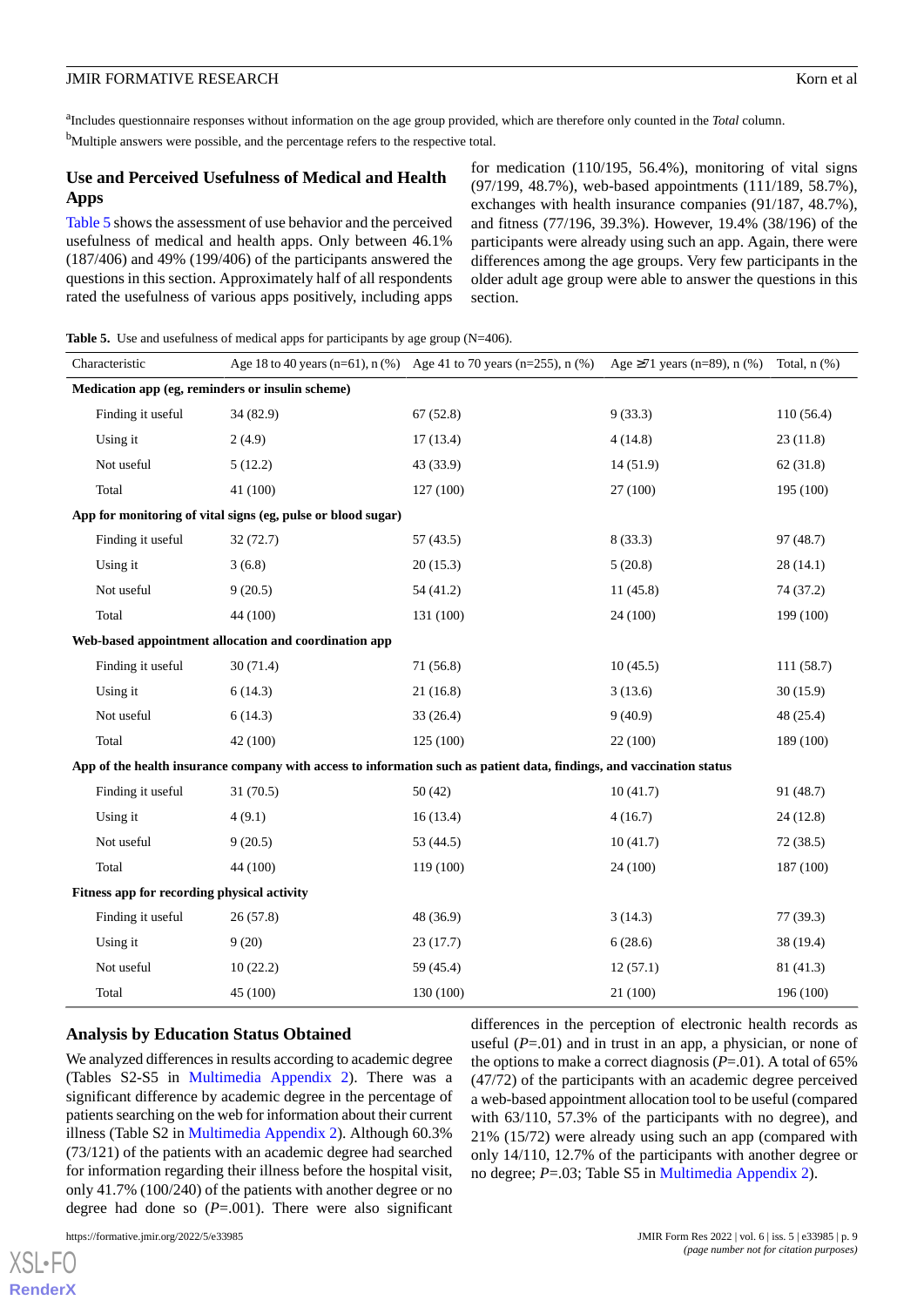[a]Includes questionnaire responses without information on the age group provided, which are therefore only counted in the *Total* column.

[b]Multiple answers were possible, and the percentage refers to the respective total.

### Use and Perceived Usefulness of Medical and Health Apps

Table 5 shows the assessment of use behavior and the perceived usefulness of medical and health apps. Only between 46.1% (187/406) and 49% (199/406) of the participants answered the questions in this section. Approximately half of all respondents rated the usefulness of various apps positively, including apps for medication (110/195, 56.4%), monitoring of vital signs (97/199, 48.7%), web-based appointments (111/189, 58.7%), exchanges with health insurance companies (91/187, 48.7%), and fitness (77/196, 39.3%). However, 19.4% (38/196) of the participants were already using such an app. Again, there were differences among the age groups. Very few participants in the older adult age group were able to answer the questions in this section.

**Table 5.** Use and usefulness of medical apps for participants by age group (N=406).

| Characteristic | Age 18 to 40 years (n=61), n (%) | Age 41 to 70 years (n=255), n (%) | Age ≥71 years (n=89), n (%) | Total, n (%) |
|---|---|---|---|---|
| **Medication app (eg, reminders or insulin scheme)** | | | | |
| Finding it useful | 34 (82.9) | 67 (52.8) | 9 (33.3) | 110 (56.4) |
| Using it | 2 (4.9) | 17 (13.4) | 4 (14.8) | 23 (11.8) |
| Not useful | 5 (12.2) | 43 (33.9) | 14 (51.9) | 62 (31.8) |
| Total | 41 (100) | 127 (100) | 27 (100) | 195 (100) |
| **App for monitoring of vital signs (eg, pulse or blood sugar)** | | | | |
| Finding it useful | 32 (72.7) | 57 (43.5) | 8 (33.3) | 97 (48.7) |
| Using it | 3 (6.8) | 20 (15.3) | 5 (20.8) | 28 (14.1) |
| Not useful | 9 (20.5) | 54 (41.2) | 11 (45.8) | 74 (37.2) |
| Total | 44 (100) | 131 (100) | 24 (100) | 199 (100) |
| **Web-based appointment allocation and coordination app** | | | | |
| Finding it useful | 30 (71.4) | 71 (56.8) | 10 (45.5) | 111 (58.7) |
| Using it | 6 (14.3) | 21 (16.8) | 3 (13.6) | 30 (15.9) |
| Not useful | 6 (14.3) | 33 (26.4) | 9 (40.9) | 48 (25.4) |
| Total | 42 (100) | 125 (100) | 22 (100) | 189 (100) |
| **App of the health insurance company with access to information such as patient data, findings, and vaccination status** | | | | |
| Finding it useful | 31 (70.5) | 50 (42) | 10 (41.7) | 91 (48.7) |
| Using it | 4 (9.1) | 16 (13.4) | 4 (16.7) | 24 (12.8) |
| Not useful | 9 (20.5) | 53 (44.5) | 10 (41.7) | 72 (38.5) |
| Total | 44 (100) | 119 (100) | 24 (100) | 187 (100) |
| **Fitness app for recording physical activity** | | | | |
| Finding it useful | 26 (57.8) | 48 (36.9) | 3 (14.3) | 77 (39.3) |
| Using it | 9 (20) | 23 (17.7) | 6 (28.6) | 38 (19.4) |
| Not useful | 10 (22.2) | 59 (45.4) | 12 (57.1) | 81 (41.3) |
| Total | 45 (100) | 130 (100) | 21 (100) | 196 (100) |

### Analysis by Education Status Obtained

We analyzed differences in results according to academic degree (Tables S2-S5 in Multimedia Appendix 2). There was a significant difference by academic degree in the percentage of patients searching on the web for information about their current illness (Table S2 in Multimedia Appendix 2). Although 60.3% (73/121) of the patients with an academic degree had searched for information regarding their illness before the hospital visit, only 41.7% (100/240) of the patients with another degree or no degree had done so (*P*=.001). There were also significant differences in the perception of electronic health records as useful (*P*=.01) and in trust in an app, a physician, or none of the options to make a correct diagnosis (*P*=.01). A total of 65% (47/72) of the participants with an academic degree perceived a web-based appointment allocation tool to be useful (compared with 63/110, 57.3% of the participants with no degree), and 21% (15/72) were already using such an app (compared with only 14/110, 12.7% of the participants with another degree or no degree; *P*=.03; Table S5 in Multimedia Appendix 2).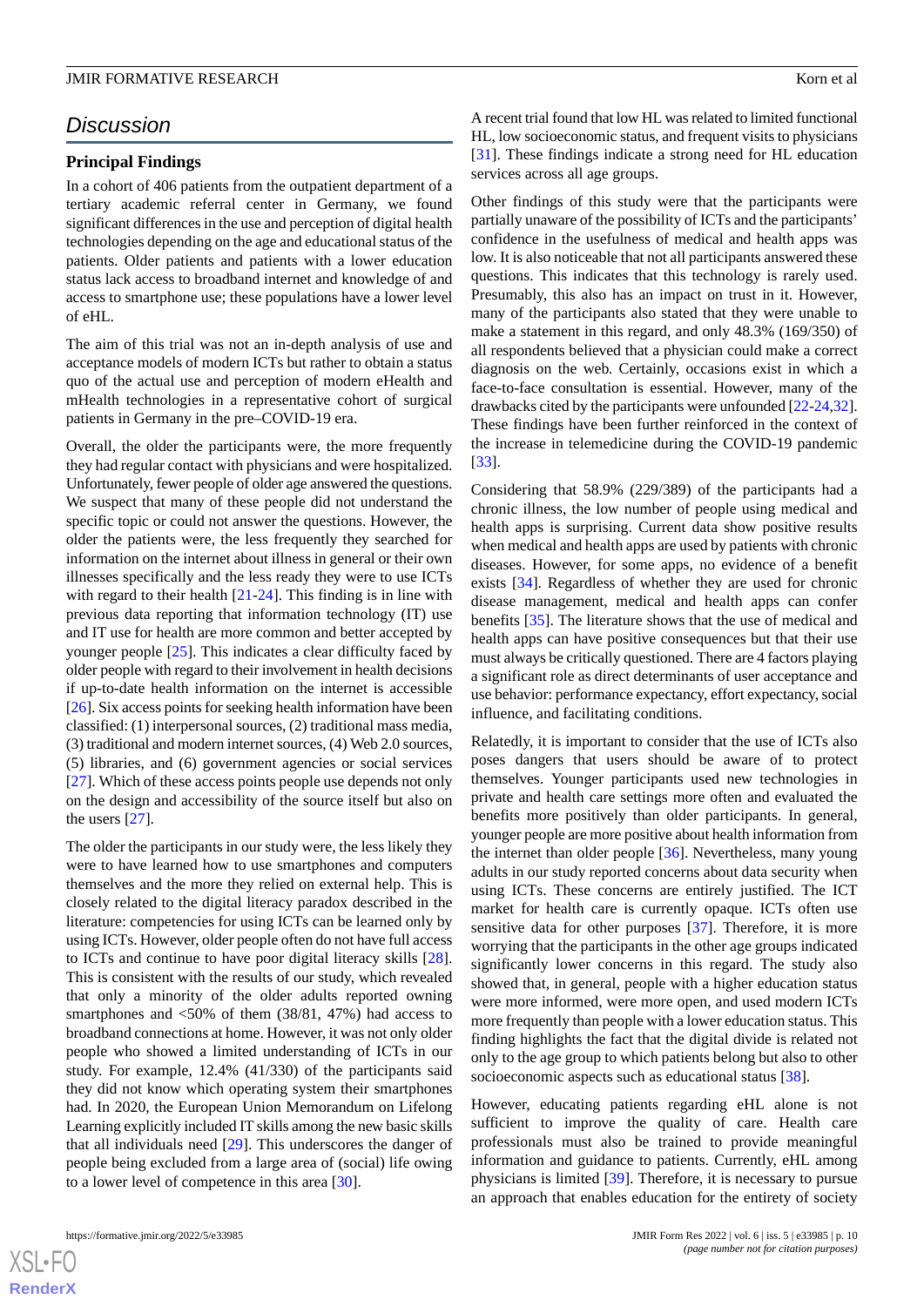## Discussion

### Principal Findings

In a cohort of 406 patients from the outpatient department of a tertiary academic referral center in Germany, we found significant differences in the use and perception of digital health technologies depending on the age and educational status of the patients. Older patients and patients with a lower education status lack access to broadband internet and knowledge of and access to smartphone use; these populations have a lower level of eHL.

The aim of this trial was not an in-depth analysis of use and acceptance models of modern ICTs but rather to obtain a status quo of the actual use and perception of modern eHealth and mHealth technologies in a representative cohort of surgical patients in Germany in the pre–COVID-19 era.

Overall, the older the participants were, the more frequently they had regular contact with physicians and were hospitalized. Unfortunately, fewer people of older age answered the questions. We suspect that many of these people did not understand the specific topic or could not answer the questions. However, the older the patients were, the less frequently they searched for information on the internet about illness in general or their own illnesses specifically and the less ready they were to use ICTs with regard to their health [21-24]. This finding is in line with previous data reporting that information technology (IT) use and IT use for health are more common and better accepted by younger people [25]. This indicates a clear difficulty faced by older people with regard to their involvement in health decisions if up-to-date health information on the internet is accessible [26]. Six access points for seeking health information have been classified: (1) interpersonal sources, (2) traditional mass media, (3) traditional and modern internet sources, (4) Web 2.0 sources, (5) libraries, and (6) government agencies or social services [27]. Which of these access points people use depends not only on the design and accessibility of the source itself but also on the users [27].

The older the participants in our study were, the less likely they were to have learned how to use smartphones and computers themselves and the more they relied on external help. This is closely related to the digital literacy paradox described in the literature: competencies for using ICTs can be learned only by using ICTs. However, older people often do not have full access to ICTs and continue to have poor digital literacy skills [28]. This is consistent with the results of our study, which revealed that only a minority of the older adults reported owning smartphones and <50% of them (38/81, 47%) had access to broadband connections at home. However, it was not only older people who showed a limited understanding of ICTs in our study. For example, 12.4% (41/330) of the participants said they did not know which operating system their smartphones had. In 2020, the European Union Memorandum on Lifelong Learning explicitly included IT skills among the new basic skills that all individuals need [29]. This underscores the danger of people being excluded from a large area of (social) life owing to a lower level of competence in this area [30].

A recent trial found that low HL was related to limited functional HL, low socioeconomic status, and frequent visits to physicians [31]. These findings indicate a strong need for HL education services across all age groups.

Other findings of this study were that the participants were partially unaware of the possibility of ICTs and the participants' confidence in the usefulness of medical and health apps was low. It is also noticeable that not all participants answered these questions. This indicates that this technology is rarely used. Presumably, this also has an impact on trust in it. However, many of the participants also stated that they were unable to make a statement in this regard, and only 48.3% (169/350) of all respondents believed that a physician could make a correct diagnosis on the web. Certainly, occasions exist in which a face-to-face consultation is essential. However, many of the drawbacks cited by the participants were unfounded [22-24,32]. These findings have been further reinforced in the context of the increase in telemedicine during the COVID-19 pandemic [33].

Considering that 58.9% (229/389) of the participants had a chronic illness, the low number of people using medical and health apps is surprising. Current data show positive results when medical and health apps are used by patients with chronic diseases. However, for some apps, no evidence of a benefit exists [34]. Regardless of whether they are used for chronic disease management, medical and health apps can confer benefits [35]. The literature shows that the use of medical and health apps can have positive consequences but that their use must always be critically questioned. There are 4 factors playing a significant role as direct determinants of user acceptance and use behavior: performance expectancy, effort expectancy, social influence, and facilitating conditions.

Relatedly, it is important to consider that the use of ICTs also poses dangers that users should be aware of to protect themselves. Younger participants used new technologies in private and health care settings more often and evaluated the benefits more positively than older participants. In general, younger people are more positive about health information from the internet than older people [36]. Nevertheless, many young adults in our study reported concerns about data security when using ICTs. These concerns are entirely justified. The ICT market for health care is currently opaque. ICTs often use sensitive data for other purposes [37]. Therefore, it is more worrying that the participants in the other age groups indicated significantly lower concerns in this regard. The study also showed that, in general, people with a higher education status were more informed, were more open, and used modern ICTs more frequently than people with a lower education status. This finding highlights the fact that the digital divide is related not only to the age group to which patients belong but also to other socioeconomic aspects such as educational status [38].

However, educating patients regarding eHL alone is not sufficient to improve the quality of care. Health care professionals must also be trained to provide meaningful information and guidance to patients. Currently, eHL among physicians is limited [39]. Therefore, it is necessary to pursue an approach that enables education for the entirety of society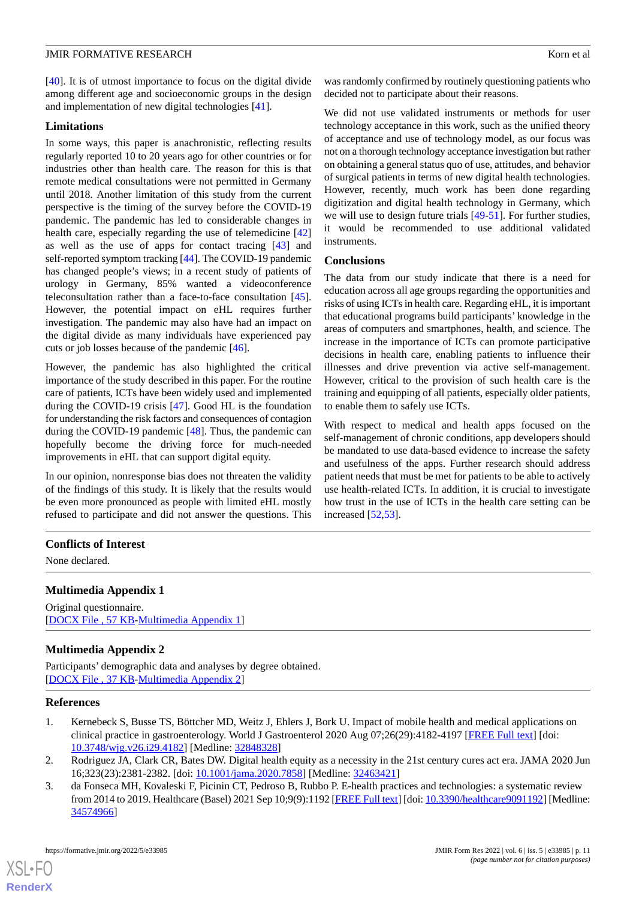[40]. It is of utmost importance to focus on the digital divide among different age and socioeconomic groups in the design and implementation of new digital technologies [41].

## Limitations

In some ways, this paper is anachronistic, reflecting results regularly reported 10 to 20 years ago for other countries or for industries other than health care. The reason for this is that remote medical consultations were not permitted in Germany until 2018. Another limitation of this study from the current perspective is the timing of the survey before the COVID-19 pandemic. The pandemic has led to considerable changes in health care, especially regarding the use of telemedicine [42] as well as the use of apps for contact tracing [43] and self-reported symptom tracking [44]. The COVID-19 pandemic has changed people's views; in a recent study of patients of urology in Germany, 85% wanted a videoconference teleconsultation rather than a face-to-face consultation [45]. However, the potential impact on eHL requires further investigation. The pandemic may also have had an impact on the digital divide as many individuals have experienced pay cuts or job losses because of the pandemic [46].

However, the pandemic has also highlighted the critical importance of the study described in this paper. For the routine care of patients, ICTs have been widely used and implemented during the COVID-19 crisis [47]. Good HL is the foundation for understanding the risk factors and consequences of contagion during the COVID-19 pandemic [48]. Thus, the pandemic can hopefully become the driving force for much-needed improvements in eHL that can support digital equity.

In our opinion, nonresponse bias does not threaten the validity of the findings of this study. It is likely that the results would be even more pronounced as people with limited eHL mostly refused to participate and did not answer the questions. This was randomly confirmed by routinely questioning patients who decided not to participate about their reasons.

We did not use validated instruments or methods for user technology acceptance in this work, such as the unified theory of acceptance and use of technology model, as our focus was not on a thorough technology acceptance investigation but rather on obtaining a general status quo of use, attitudes, and behavior of surgical patients in terms of new digital health technologies. However, recently, much work has been done regarding digitization and digital health technology in Germany, which we will use to design future trials [49-51]. For further studies, it would be recommended to use additional validated instruments.

## Conclusions

The data from our study indicate that there is a need for education across all age groups regarding the opportunities and risks of using ICTs in health care. Regarding eHL, it is important that educational programs build participants' knowledge in the areas of computers and smartphones, health, and science. The increase in the importance of ICTs can promote participative decisions in health care, enabling patients to influence their illnesses and drive prevention via active self-management. However, critical to the provision of such health care is the training and equipping of all patients, especially older patients, to enable them to safely use ICTs.

With respect to medical and health apps focused on the self-management of chronic conditions, app developers should be mandated to use data-based evidence to increase the safety and usefulness of the apps. Further research should address patient needs that must be met for patients to be able to actively use health-related ICTs. In addition, it is crucial to investigate how trust in the use of ICTs in the health care setting can be increased [52,53].

## Conflicts of Interest

None declared.

## Multimedia Appendix 1

Original questionnaire.
[DOCX File , 57 KB-Multimedia Appendix 1]

## Multimedia Appendix 2

Participants' demographic data and analyses by degree obtained.
[DOCX File , 37 KB-Multimedia Appendix 2]

## References

1. Kernebeck S, Busse TS, Böttcher MD, Weitz J, Ehlers J, Bork U. Impact of mobile health and medical applications on clinical practice in gastroenterology. World J Gastroenterol 2020 Aug 07;26(29):4182-4197 [FREE Full text] [doi: 10.3748/wjg.v26.i29.4182] [Medline: 32848328]
2. Rodriguez JA, Clark CR, Bates DW. Digital health equity as a necessity in the 21st century cures act era. JAMA 2020 Jun 16;323(23):2381-2382. [doi: 10.1001/jama.2020.7858] [Medline: 32463421]
3. da Fonseca MH, Kovaleski F, Picinin CT, Pedroso B, Rubbo P. E-health practices and technologies: a systematic review from 2014 to 2019. Healthcare (Basel) 2021 Sep 10;9(9):1192 [FREE Full text] [doi: 10.3390/healthcare9091192] [Medline: 34574966]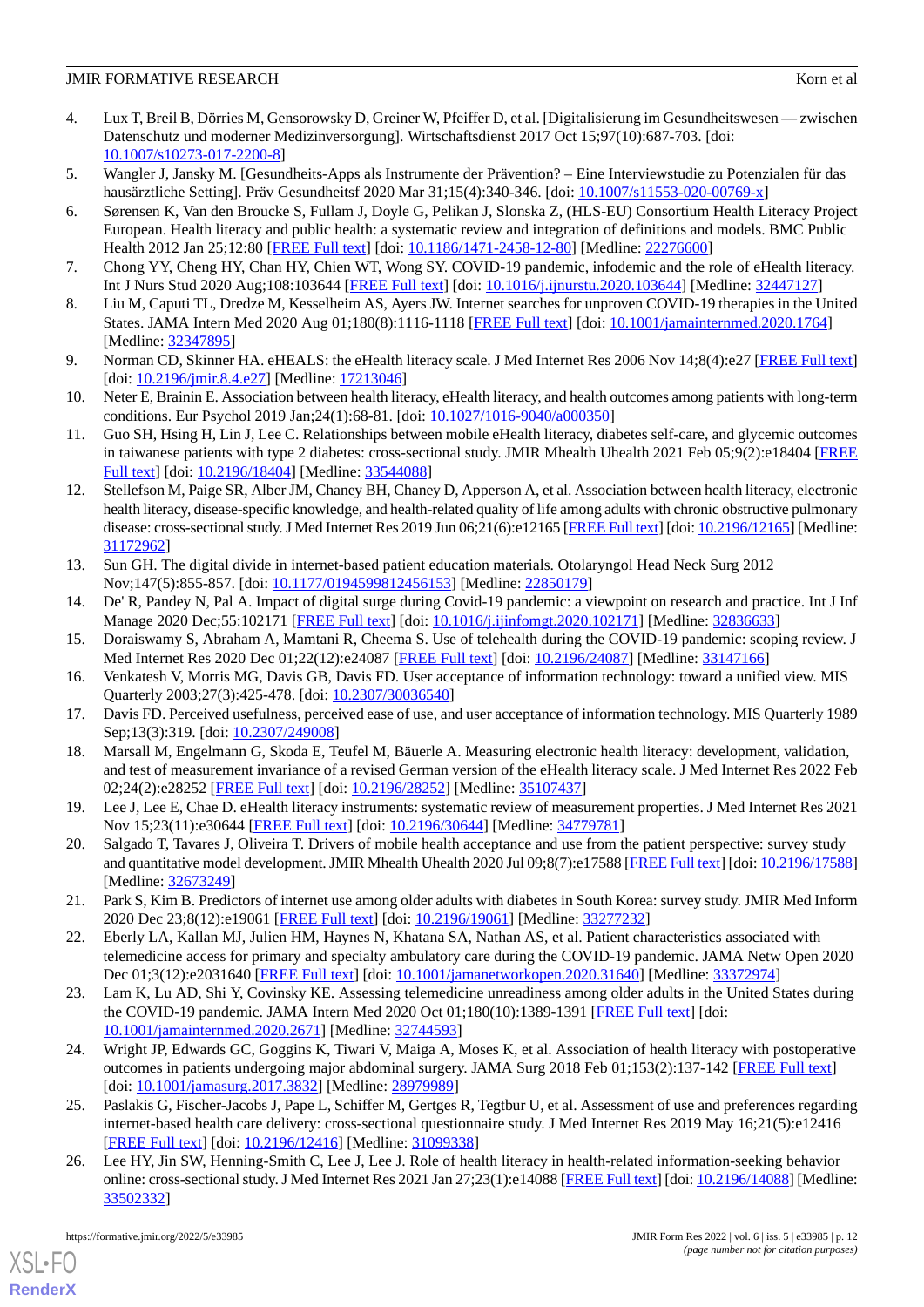4. Lux T, Breil B, Dörries M, Gensorowsky D, Greiner W, Pfeiffer D, et al. [Digitalisierung im Gesundheitswesen — zwischen Datenschutz und moderner Medizinversorgung]. Wirtschaftsdienst 2017 Oct 15;97(10):687-703. [doi: 10.1007/s10273-017-2200-8]
5. Wangler J, Jansky M. [Gesundheits-Apps als Instrumente der Prävention? – Eine Interviewstudie zu Potenzialen für das hausärztliche Setting]. Präv Gesundheitsf 2020 Mar 31;15(4):340-346. [doi: 10.1007/s11553-020-00769-x]
6. Sørensen K, Van den Broucke S, Fullam J, Doyle G, Pelikan J, Slonska Z, (HLS-EU) Consortium Health Literacy Project European. Health literacy and public health: a systematic review and integration of definitions and models. BMC Public Health 2012 Jan 25;12:80 [FREE Full text] [doi: 10.1186/1471-2458-12-80] [Medline: 22276600]
7. Chong YY, Cheng HY, Chan HY, Chien WT, Wong SY. COVID-19 pandemic, infodemic and the role of eHealth literacy. Int J Nurs Stud 2020 Aug;108:103644 [FREE Full text] [doi: 10.1016/j.ijnurstu.2020.103644] [Medline: 32447127]
8. Liu M, Caputi TL, Dredze M, Kesselheim AS, Ayers JW. Internet searches for unproven COVID-19 therapies in the United States. JAMA Intern Med 2020 Aug 01;180(8):1116-1118 [FREE Full text] [doi: 10.1001/jamainternmed.2020.1764] [Medline: 32347895]
9. Norman CD, Skinner HA. eHEALS: the eHealth literacy scale. J Med Internet Res 2006 Nov 14;8(4):e27 [FREE Full text] [doi: 10.2196/jmir.8.4.e27] [Medline: 17213046]
10. Neter E, Brainin E. Association between health literacy, eHealth literacy, and health outcomes among patients with long-term conditions. Eur Psychol 2019 Jan;24(1):68-81. [doi: 10.1027/1016-9040/a000350]
11. Guo SH, Hsing H, Lin J, Lee C. Relationships between mobile eHealth literacy, diabetes self-care, and glycemic outcomes in taiwanese patients with type 2 diabetes: cross-sectional study. JMIR Mhealth Uhealth 2021 Feb 05;9(2):e18404 [FREE Full text] [doi: 10.2196/18404] [Medline: 33544088]
12. Stellefson M, Paige SR, Alber JM, Chaney BH, Chaney D, Apperson A, et al. Association between health literacy, electronic health literacy, disease-specific knowledge, and health-related quality of life among adults with chronic obstructive pulmonary disease: cross-sectional study. J Med Internet Res 2019 Jun 06;21(6):e12165 [FREE Full text] [doi: 10.2196/12165] [Medline: 31172962]
13. Sun GH. The digital divide in internet-based patient education materials. Otolaryngol Head Neck Surg 2012 Nov;147(5):855-857. [doi: 10.1177/0194599812456153] [Medline: 22850179]
14. De' R, Pandey N, Pal A. Impact of digital surge during Covid-19 pandemic: a viewpoint on research and practice. Int J Inf Manage 2020 Dec;55:102171 [FREE Full text] [doi: 10.1016/j.ijinfomgt.2020.102171] [Medline: 32836633]
15. Doraiswamy S, Abraham A, Mamtani R, Cheema S. Use of telehealth during the COVID-19 pandemic: scoping review. J Med Internet Res 2020 Dec 01;22(12):e24087 [FREE Full text] [doi: 10.2196/24087] [Medline: 33147166]
16. Venkatesh V, Morris MG, Davis GB, Davis FD. User acceptance of information technology: toward a unified view. MIS Quarterly 2003;27(3):425-478. [doi: 10.2307/30036540]
17. Davis FD. Perceived usefulness, perceived ease of use, and user acceptance of information technology. MIS Quarterly 1989 Sep;13(3):319. [doi: 10.2307/249008]
18. Marsall M, Engelmann G, Skoda E, Teufel M, Bäuerle A. Measuring electronic health literacy: development, validation, and test of measurement invariance of a revised German version of the eHealth literacy scale. J Med Internet Res 2022 Feb 02;24(2):e28252 [FREE Full text] [doi: 10.2196/28252] [Medline: 35107437]
19. Lee J, Lee E, Chae D. eHealth literacy instruments: systematic review of measurement properties. J Med Internet Res 2021 Nov 15;23(11):e30644 [FREE Full text] [doi: 10.2196/30644] [Medline: 34779781]
20. Salgado T, Tavares J, Oliveira T. Drivers of mobile health acceptance and use from the patient perspective: survey study and quantitative model development. JMIR Mhealth Uhealth 2020 Jul 09;8(7):e17588 [FREE Full text] [doi: 10.2196/17588] [Medline: 32673249]
21. Park S, Kim B. Predictors of internet use among older adults with diabetes in South Korea: survey study. JMIR Med Inform 2020 Dec 23;8(12):e19061 [FREE Full text] [doi: 10.2196/19061] [Medline: 33277232]
22. Eberly LA, Kallan MJ, Julien HM, Haynes N, Khatana SA, Nathan AS, et al. Patient characteristics associated with telemedicine access for primary and specialty ambulatory care during the COVID-19 pandemic. JAMA Netw Open 2020 Dec 01;3(12):e2031640 [FREE Full text] [doi: 10.1001/jamanetworkopen.2020.31640] [Medline: 33372974]
23. Lam K, Lu AD, Shi Y, Covinsky KE. Assessing telemedicine unreadiness among older adults in the United States during the COVID-19 pandemic. JAMA Intern Med 2020 Oct 01;180(10):1389-1391 [FREE Full text] [doi: 10.1001/jamainternmed.2020.2671] [Medline: 32744593]
24. Wright JP, Edwards GC, Goggins K, Tiwari V, Maiga A, Moses K, et al. Association of health literacy with postoperative outcomes in patients undergoing major abdominal surgery. JAMA Surg 2018 Feb 01;153(2):137-142 [FREE Full text] [doi: 10.1001/jamasurg.2017.3832] [Medline: 28979989]
25. Paslakis G, Fischer-Jacobs J, Pape L, Schiffer M, Gertges R, Tegtbur U, et al. Assessment of use and preferences regarding internet-based health care delivery: cross-sectional questionnaire study. J Med Internet Res 2019 May 16;21(5):e12416 [FREE Full text] [doi: 10.2196/12416] [Medline: 31099338]
26. Lee HY, Jin SW, Henning-Smith C, Lee J, Lee J. Role of health literacy in health-related information-seeking behavior online: cross-sectional study. J Med Internet Res 2021 Jan 27;23(1):e14088 [FREE Full text] [doi: 10.2196/14088] [Medline: 33502332]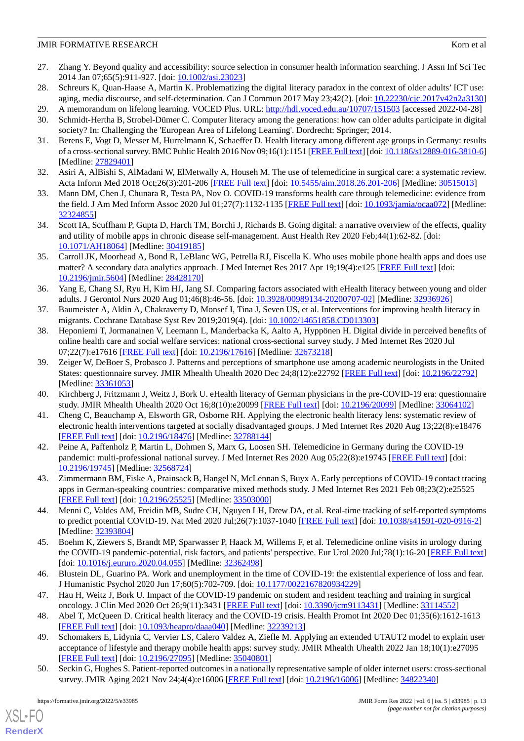27. Zhang Y. Beyond quality and accessibility: source selection in consumer health information searching. J Assn Inf Sci Tec 2014 Jan 07;65(5):911-927. [doi: 10.1002/asi.23023]
28. Schreurs K, Quan-Haase A, Martin K. Problematizing the digital literacy paradox in the context of older adults' ICT use: aging, media discourse, and self-determination. Can J Commun 2017 May 23;42(2). [doi: 10.22230/cjc.2017v42n2a3130]
29. A memorandum on lifelong learning. VOCED Plus. URL: http://hdl.voced.edu.au/10707/151503 [accessed 2022-04-28]
30. Schmidt-Hertha B, Strobel-Dümer C. Computer literacy among the generations: how can older adults participate in digital society? In: Challenging the 'European Area of Lifelong Learning'. Dordrecht: Springer; 2014.
31. Berens E, Vogt D, Messer M, Hurrelmann K, Schaeffer D. Health literacy among different age groups in Germany: results of a cross-sectional survey. BMC Public Health 2016 Nov 09;16(1):1151 [FREE Full text] [doi: 10.1186/s12889-016-3810-6] [Medline: 27829401]
32. Asiri A, AlBishi S, AlMadani W, ElMetwally A, Househ M. The use of telemedicine in surgical care: a systematic review. Acta Inform Med 2018 Oct;26(3):201-206 [FREE Full text] [doi: 10.5455/aim.2018.26.201-206] [Medline: 30515013]
33. Mann DM, Chen J, Chunara R, Testa PA, Nov O. COVID-19 transforms health care through telemedicine: evidence from the field. J Am Med Inform Assoc 2020 Jul 01;27(7):1132-1135 [FREE Full text] [doi: 10.1093/jamia/ocaa072] [Medline: 32324855]
34. Scott IA, Scuffham P, Gupta D, Harch TM, Borchi J, Richards B. Going digital: a narrative overview of the effects, quality and utility of mobile apps in chronic disease self-management. Aust Health Rev 2020 Feb;44(1):62-82. [doi: 10.1071/AH18064] [Medline: 30419185]
35. Carroll JK, Moorhead A, Bond R, LeBlanc WG, Petrella RJ, Fiscella K. Who uses mobile phone health apps and does use matter? A secondary data analytics approach. J Med Internet Res 2017 Apr 19;19(4):e125 [FREE Full text] [doi: 10.2196/jmir.5604] [Medline: 28428170]
36. Yang E, Chang SJ, Ryu H, Kim HJ, Jang SJ. Comparing factors associated with eHealth literacy between young and older adults. J Gerontol Nurs 2020 Aug 01;46(8):46-56. [doi: 10.3928/00989134-20200707-02] [Medline: 32936926]
37. Baumeister A, Aldin A, Chakraverty D, Monsef I, Tina J, Seven US, et al. Interventions for improving health literacy in migrants. Cochrane Database Syst Rev 2019;2019(4). [doi: 10.1002/14651858.CD013303]
38. Heponiemi T, Jormanainen V, Leemann L, Manderbacka K, Aalto A, Hyppönen H. Digital divide in perceived benefits of online health care and social welfare services: national cross-sectional survey study. J Med Internet Res 2020 Jul 07;22(7):e17616 [FREE Full text] [doi: 10.2196/17616] [Medline: 32673218]
39. Zeiger W, DeBoer S, Probasco J. Patterns and perceptions of smartphone use among academic neurologists in the United States: questionnaire survey. JMIR Mhealth Uhealth 2020 Dec 24;8(12):e22792 [FREE Full text] [doi: 10.2196/22792] [Medline: 33361053]
40. Kirchberg J, Fritzmann J, Weitz J, Bork U. eHealth literacy of German physicians in the pre-COVID-19 era: questionnaire study. JMIR Mhealth Uhealth 2020 Oct 16;8(10):e20099 [FREE Full text] [doi: 10.2196/20099] [Medline: 33064102]
41. Cheng C, Beauchamp A, Elsworth GR, Osborne RH. Applying the electronic health literacy lens: systematic review of electronic health interventions targeted at socially disadvantaged groups. J Med Internet Res 2020 Aug 13;22(8):e18476 [FREE Full text] [doi: 10.2196/18476] [Medline: 32788144]
42. Peine A, Paffenholz P, Martin L, Dohmen S, Marx G, Loosen SH. Telemedicine in Germany during the COVID-19 pandemic: multi-professional national survey. J Med Internet Res 2020 Aug 05;22(8):e19745 [FREE Full text] [doi: 10.2196/19745] [Medline: 32568724]
43. Zimmermann BM, Fiske A, Prainsack B, Hangel N, McLennan S, Buyx A. Early perceptions of COVID-19 contact tracing apps in German-speaking countries: comparative mixed methods study. J Med Internet Res 2021 Feb 08;23(2):e25525 [FREE Full text] [doi: 10.2196/25525] [Medline: 33503000]
44. Menni C, Valdes AM, Freidin MB, Sudre CH, Nguyen LH, Drew DA, et al. Real-time tracking of self-reported symptoms to predict potential COVID-19. Nat Med 2020 Jul;26(7):1037-1040 [FREE Full text] [doi: 10.1038/s41591-020-0916-2] [Medline: 32393804]
45. Boehm K, Ziewers S, Brandt MP, Sparwasser P, Haack M, Willems F, et al. Telemedicine online visits in urology during the COVID-19 pandemic-potential, risk factors, and patients' perspective. Eur Urol 2020 Jul;78(1):16-20 [FREE Full text] [doi: 10.1016/j.eururo.2020.04.055] [Medline: 32362498]
46. Blustein DL, Guarino PA. Work and unemployment in the time of COVID-19: the existential experience of loss and fear. J Humanistic Psychol 2020 Jun 17;60(5):702-709. [doi: 10.1177/0022167820934229]
47. Hau H, Weitz J, Bork U. Impact of the COVID-19 pandemic on student and resident teaching and training in surgical oncology. J Clin Med 2020 Oct 26;9(11):3431 [FREE Full text] [doi: 10.3390/jcm9113431] [Medline: 33114552]
48. Abel T, McQueen D. Critical health literacy and the COVID-19 crisis. Health Promot Int 2020 Dec 01;35(6):1612-1613 [FREE Full text] [doi: 10.1093/heapro/daaa040] [Medline: 32239213]
49. Schomakers E, Lidynia C, Vervier LS, Calero Valdez A, Ziefle M. Applying an extended UTAUT2 model to explain user acceptance of lifestyle and therapy mobile health apps: survey study. JMIR Mhealth Uhealth 2022 Jan 18;10(1):e27095 [FREE Full text] [doi: 10.2196/27095] [Medline: 35040801]
50. Seckin G, Hughes S. Patient-reported outcomes in a nationally representative sample of older internet users: cross-sectional survey. JMIR Aging 2021 Nov 24;4(4):e16006 [FREE Full text] [doi: 10.2196/16006] [Medline: 34822340]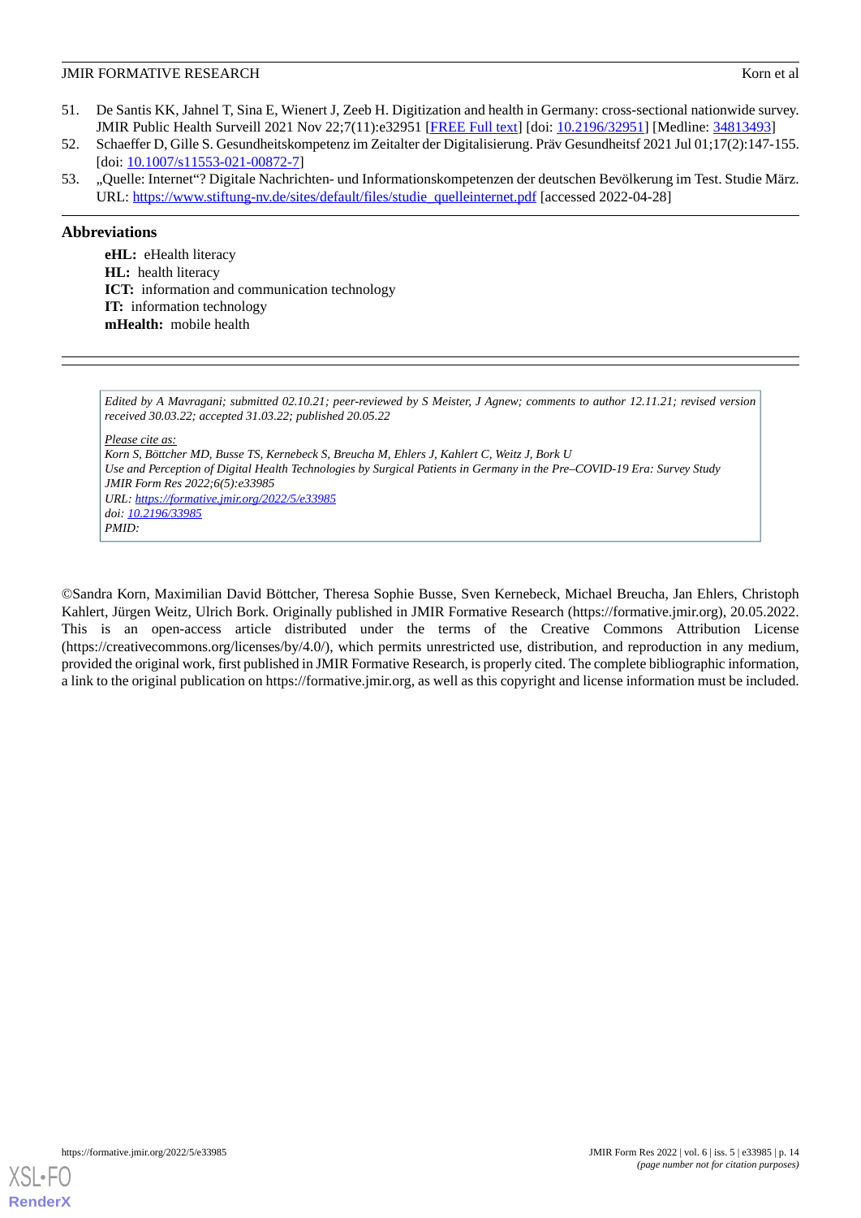51. De Santis KK, Jahnel T, Sina E, Wienert J, Zeeb H. Digitization and health in Germany: cross-sectional nationwide survey. JMIR Public Health Surveill 2021 Nov 22;7(11):e32951 [FREE Full text] [doi: 10.2196/32951] [Medline: 34813493]
52. Schaeffer D, Gille S. Gesundheitskompetenz im Zeitalter der Digitalisierung. Präv Gesundheitsf 2021 Jul 01;17(2):147-155. [doi: 10.1007/s11553-021-00872-7]
53. „Quelle: Internet"? Digitale Nachrichten- und Informationskompetenzen der deutschen Bevölkerung im Test. Studie März. URL: https://www.stiftung-nv.de/sites/default/files/studie_quelleinternet.pdf [accessed 2022-04-28]

## Abbreviations

**eHL:** eHealth literacy
**HL:** health literacy
**ICT:** information and communication technology
**IT:** information technology
**mHealth:** mobile health

*Edited by A Mavragani; submitted 02.10.21; peer-reviewed by S Meister, J Agnew; comments to author 12.11.21; revised version received 30.03.22; accepted 31.03.22; published 20.05.22*

*Please cite as:*
*Korn S, Böttcher MD, Busse TS, Kernebeck S, Breucha M, Ehlers J, Kahlert C, Weitz J, Bork U*
*Use and Perception of Digital Health Technologies by Surgical Patients in Germany in the Pre–COVID-19 Era: Survey Study*
*JMIR Form Res 2022;6(5):e33985*
*URL: https://formative.jmir.org/2022/5/e33985*
*doi: 10.2196/33985*
*PMID:*

©Sandra Korn, Maximilian David Böttcher, Theresa Sophie Busse, Sven Kernebeck, Michael Breucha, Jan Ehlers, Christoph Kahlert, Jürgen Weitz, Ulrich Bork. Originally published in JMIR Formative Research (https://formative.jmir.org), 20.05.2022. This is an open-access article distributed under the terms of the Creative Commons Attribution License (https://creativecommons.org/licenses/by/4.0/), which permits unrestricted use, distribution, and reproduction in any medium, provided the original work, first published in JMIR Formative Research, is properly cited. The complete bibliographic information, a link to the original publication on https://formative.jmir.org, as well as this copyright and license information must be included.